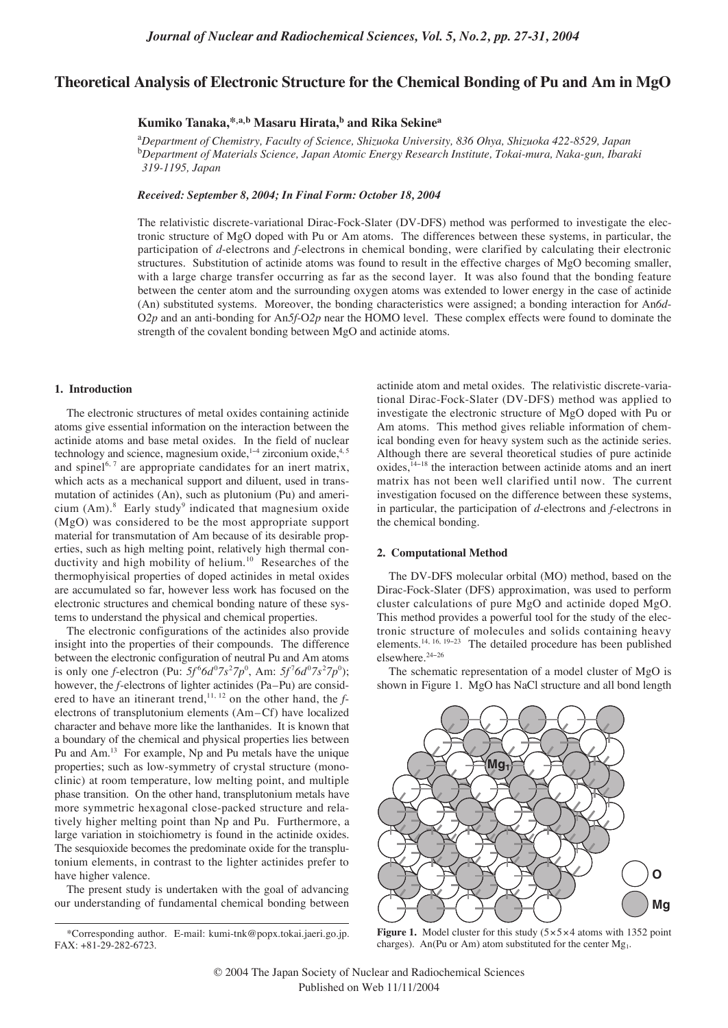# Theoretical Analysis of Electronic Structure for the Chemical Bonding of Pu and Am in MgO

**Kumiko Tanaka,*[,a,b] Masaru Hirata,[b] and Rika Sekine[a]**

[a]*Department of Chemistry, Faculty of Science, Shizuoka University, 836 Ohya, Shizuoka 422-8529, Japan*
[b]*Department of Materials Science, Japan Atomic Energy Research Institute, Tokai-mura, Naka-gun, Ibaraki 319-1195, Japan*

*Received: September 8, 2004; In Final Form: October 18, 2004*

The relativistic discrete-variational Dirac-Fock-Slater (DV-DFS) method was performed to investigate the electronic structure of MgO doped with Pu or Am atoms. The differences between these systems, in particular, the participation of *d*-electrons and *f*-electrons in chemical bonding, were clarified by calculating their electronic structures. Substitution of actinide atoms was found to result in the effective charges of MgO becoming smaller, with a large charge transfer occurring as far as the second layer. It was also found that the bonding feature between the center atom and the surrounding oxygen atoms was extended to lower energy in the case of actinide (An) substituted systems. Moreover, the bonding characteristics were assigned; a bonding interaction for An6*d*-O2*p* and an anti-bonding for An5*f*-O2*p* near the HOMO level. These complex effects were found to dominate the strength of the covalent bonding between MgO and actinide atoms.

## 1. Introduction

The electronic structures of metal oxides containing actinide atoms give essential information on the interaction between the actinide atoms and base metal oxides. In the field of nuclear technology and science, magnesium oxide,[1–4] zirconium oxide,[4, 5] and spinel[6, 7] are appropriate candidates for an inert matrix, which acts as a mechanical support and diluent, used in transmutation of actinides (An), such as plutonium (Pu) and americium (Am).[8] Early study[9] indicated that magnesium oxide (MgO) was considered to be the most appropriate support material for transmutation of Am because of its desirable properties, such as high melting point, relatively high thermal conductivity and high mobility of helium.[10] Researches of the thermophyisical properties of doped actinides in metal oxides are accumulated so far, however less work has focused on the electronic structures and chemical bonding nature of these systems to understand the physical and chemical properties.

The electronic configurations of the actinides also provide insight into the properties of their compounds. The difference between the electronic configuration of neutral Pu and Am atoms is only one *f*-electron (Pu: $5f^6 6d^0 7s^2 7p^0$, Am: $5f^7 6d^0 7s^2 7p^0$); however, the *f*-electrons of lighter actinides (Pa–Pu) are considered to have an itinerant trend,[11, 12] on the other hand, the *f*-electrons of transplutonium elements (Am–Cf) have localized character and behave more like the lanthanides. It is known that a boundary of the chemical and physical properties lies between Pu and Am.[13] For example, Np and Pu metals have the unique properties; such as low-symmetry of crystal structure (monoclinic) at room temperature, low melting point, and multiple phase transition. On the other hand, transplutonium metals have more symmetric hexagonal close-packed structure and relatively higher melting point than Np and Pu. Furthermore, a large variation in stoichiometry is found in the actinide oxides. The sesquioxide becomes the predominate oxide for the transplutonium elements, in contrast to the lighter actinides prefer to have higher valence.

The present study is undertaken with the goal of advancing our understanding of fundamental chemical bonding between actinide atom and metal oxides. The relativistic discrete-variational Dirac-Fock-Slater (DV-DFS) method was applied to investigate the electronic structure of MgO doped with Pu or Am atoms. This method gives reliable information of chemical bonding even for heavy system such as the actinide series. Although there are several theoretical studies of pure actinide oxides,[14–18] the interaction between actinide atoms and an inert matrix has not been well clarified until now. The current investigation focused on the difference between these systems, in particular, the participation of *d*-electrons and *f*-electrons in the chemical bonding.

## 2. Computational Method

The DV-DFS molecular orbital (MO) method, based on the Dirac-Fock-Slater (DFS) approximation, was used to perform cluster calculations of pure MgO and actinide doped MgO. This method provides a powerful tool for the study of the electronic structure of molecules and solids containing heavy elements.[14, 16, 19–23] The detailed procedure has been published elsewhere.[24–26]

The schematic representation of a model cluster of MgO is shown in Figure 1. MgO has NaCl structure and all bond length

**Figure 1.** Model cluster for this study (5×5×4 atoms with 1352 point charges). An(Pu or Am) atom substituted for the center $Mg_1$.

---

*Corresponding author. E-mail: kumi-tnk@popx.tokai.jaeri.go.jp. FAX: +81-29-282-6723.

© 2004 The Japan Society of Nuclear and Radiochemical Sciences
Published on Web 11/11/2004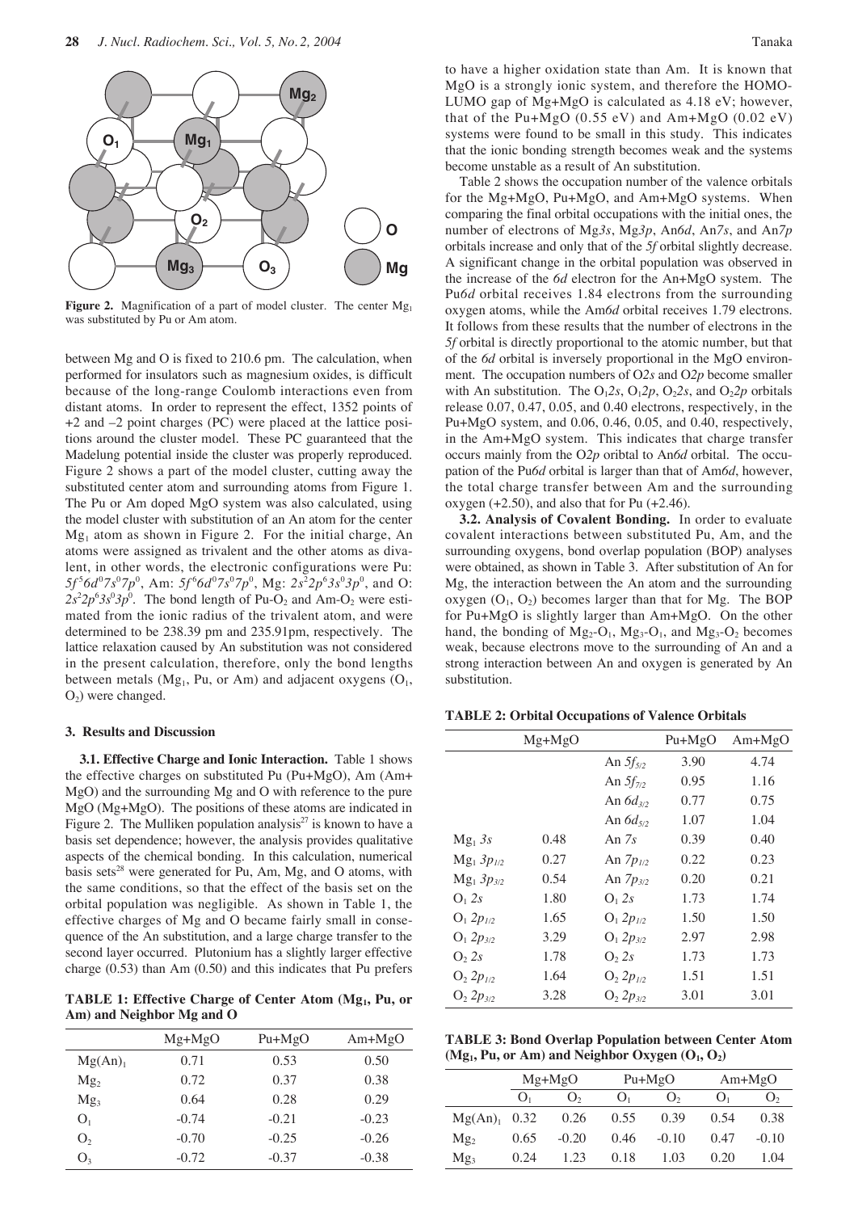Figure 2. Magnification of a part of model cluster. The center $Mg_1$ was substituted by Pu or Am atom.

between Mg and O is fixed to 210.6 pm. The calculation, when performed for insulators such as magnesium oxides, is difficult because of the long-range Coulomb interactions even from distant atoms. In order to represent the effect, 1352 points of +2 and –2 point charges (PC) were placed at the lattice positions around the cluster model. These PC guaranteed that the Madelung potential inside the cluster was properly reproduced. Figure 2 shows a part of the model cluster, cutting away the substituted center atom and surrounding atoms from Figure 1. The Pu or Am doped MgO system was also calculated, using the model cluster with substitution of an An atom for the center $Mg_1$ atom as shown in Figure 2. For the initial charge, An atoms were assigned as trivalent and the other atoms as divalent, in other words, the electronic configurations were Pu: $5f^56d^07s^07p^0$, Am: $5f^66d^07s^07p^0$, Mg: $2s^22p^63s^03p^0$, and O: $2s^22p^63s^03p^0$. The bond length of Pu-$O_2$ and Am-$O_2$ were estimated from the ionic radius of the trivalent atom, and were determined to be 238.39 pm and 235.91pm, respectively. The lattice relaxation caused by An substitution was not considered in the present calculation, therefore, only the bond lengths between metals ($Mg_1$, Pu, or Am) and adjacent oxygens ($O_1$, $O_2$) were changed.

### 3. Results and Discussion

**3.1. Effective Charge and Ionic Interaction.** Table 1 shows the effective charges on substituted Pu (Pu+MgO), Am (Am+MgO) and the surrounding Mg and O with reference to the pure MgO (Mg+MgO). The positions of these atoms are indicated in Figure 2. The Mulliken population analysis[27] is known to have a basis set dependence; however, the analysis provides qualitative aspects of the chemical bonding. In this calculation, numerical basis sets[28] were generated for Pu, Am, Mg, and O atoms, with the same conditions, so that the effect of the basis set on the orbital population was negligible. As shown in Table 1, the effective charges of Mg and O became fairly small in consequence of the An substitution, and a large charge transfer to the second layer occurred. Plutonium has a slightly larger effective charge (0.53) than Am (0.50) and this indicates that Pu prefers to have a higher oxidation state than Am. It is known that MgO is a strongly ionic system, and therefore the HOMO-LUMO gap of Mg+MgO is calculated as 4.18 eV; however, that of the Pu+MgO (0.55 eV) and Am+MgO (0.02 eV) systems were found to be small in this study. This indicates that the ionic bonding strength becomes weak and the systems become unstable as a result of An substitution.

**TABLE 1: Effective Charge of Center Atom ($Mg_1$, Pu, or Am) and Neighbor Mg and O**

| | Mg+MgO | Pu+MgO | Am+MgO |
|---|---|---|---|
| $Mg(An)_1$ | 0.71 | 0.53 | 0.50 |
| $Mg_2$ | 0.72 | 0.37 | 0.38 |
| $Mg_3$ | 0.64 | 0.28 | 0.29 |
| $O_1$ | -0.74 | -0.21 | -0.23 |
| $O_2$ | -0.70 | -0.25 | -0.26 |
| $O_3$ | -0.72 | -0.37 | -0.38 |

Table 2 shows the occupation number of the valence orbitals for the Mg+MgO, Pu+MgO, and Am+MgO systems. When comparing the final orbital occupations with the initial ones, the number of electrons of Mg*3s*, Mg*3p*, An*6d*, An*7s*, and An*7p* orbitals increase and only that of the *5f* orbital slightly decrease. A significant change in the orbital population was observed in the increase of the *6d* electron for the An+MgO system. The Pu*6d* orbital receives 1.84 electrons from the surrounding oxygen atoms, while the Am*6d* orbital receives 1.79 electrons. It follows from these results that the number of electrons in the *5f* orbital is directly proportional to the atomic number, but that of the *6d* orbital is inversely proportional in the MgO environment. The occupation numbers of O*2s* and O*2p* become smaller with An substitution. The $O_1 2s$, $O_1 2p$, $O_2 2s$, and $O_2 2p$ orbitals release 0.07, 0.47, 0.05, and 0.40 electrons, respectively, in the Pu+MgO system, and 0.06, 0.46, 0.05, and 0.40, respectively, in the Am+MgO system. This indicates that charge transfer occurs mainly from the O*2p* oribtal to An*6d* orbital. The occupation of the Pu*6d* orbital is larger than that of Am*6d*, however, the total charge transfer between Am and the surrounding oxygen (+2.50), and also that for Pu (+2.46).

**3.2. Analysis of Covalent Bonding.** In order to evaluate covalent interactions between substituted Pu, Am, and the surrounding oxygens, bond overlap population (BOP) analyses were obtained, as shown in Table 3. After substitution of An for Mg, the interaction between the An atom and the surrounding oxygen ($O_1$, $O_2$) becomes larger than that for Mg. The BOP for Pu+MgO is slightly larger than Am+MgO. On the other hand, the bonding of $Mg_2$-$O_1$, $Mg_3$-$O_1$, and $Mg_3$-$O_2$ becomes weak, because electrons move to the surrounding of An and a strong interaction between An and oxygen is generated by An substitution.

**TABLE 2: Orbital Occupations of Valence Orbitals**

| | Mg+MgO | | Pu+MgO | Am+MgO |
|---|---|---|---|---|
| | | An $5f_{5/2}$ | 3.90 | 4.74 |
| | | An $5f_{7/2}$ | 0.95 | 1.16 |
| | | An $6d_{3/2}$ | 0.77 | 0.75 |
| | | An $6d_{5/2}$ | 1.07 | 1.04 |
| $Mg_1$ $3s$ | 0.48 | An $7s$ | 0.39 | 0.40 |
| $Mg_1$ $3p_{1/2}$ | 0.27 | An $7p_{1/2}$ | 0.22 | 0.23 |
| $Mg_1$ $3p_{3/2}$ | 0.54 | An $7p_{3/2}$ | 0.20 | 0.21 |
| $O_1$ $2s$ | 1.80 | $O_1$ $2s$ | 1.73 | 1.74 |
| $O_1$ $2p_{1/2}$ | 1.65 | $O_1$ $2p_{1/2}$ | 1.50 | 1.50 |
| $O_1$ $2p_{3/2}$ | 3.29 | $O_1$ $2p_{3/2}$ | 2.97 | 2.98 |
| $O_2$ $2s$ | 1.78 | $O_2$ $2s$ | 1.73 | 1.73 |
| $O_2$ $2p_{1/2}$ | 1.64 | $O_2$ $2p_{1/2}$ | 1.51 | 1.51 |
| $O_2$ $2p_{3/2}$ | 3.28 | $O_2$ $2p_{3/2}$ | 3.01 | 3.01 |

**TABLE 3: Bond Overlap Population between Center Atom ($Mg_1$, Pu, or Am) and Neighbor Oxygen ($O_1$, $O_2$)**

| | Mg+MgO | | Pu+MgO | | Am+MgO | |
|---|---|---|---|---|---|---|
| | $O_1$ | $O_2$ | $O_1$ | $O_2$ | $O_1$ | $O_2$ |
| $Mg(An)_1$ | 0.32 | 0.26 | 0.55 | 0.39 | 0.54 | 0.38 |
| $Mg_2$ | 0.65 | -0.20 | 0.46 | -0.10 | 0.47 | -0.10 |
| $Mg_3$ | 0.24 | 1.23 | 0.18 | 1.03 | 0.20 | 1.04 |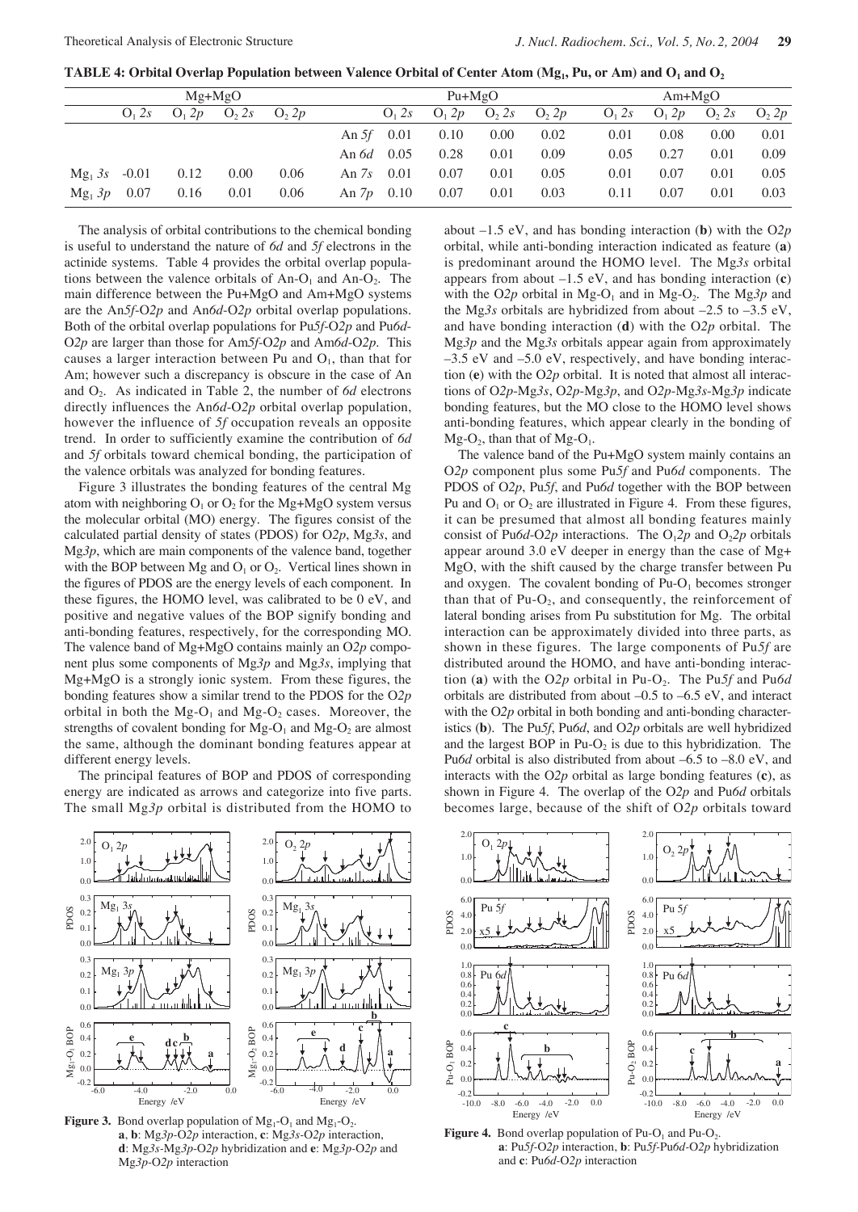**TABLE 4: Orbital Overlap Population between Valence Orbital of Center Atom ($Mg_1$, Pu, or Am) and $O_1$ and $O_2$**

| Mg+MgO | | | | | Pu+MgO | | | | | Am+MgO | | | |
|---|---|---|---|---|---|---|---|---|---|---|---|---|---|
| | $O_1$ 2*s* | $O_1$ 2*p* | $O_2$ 2*s* | $O_2$ 2*p* | | $O_1$ 2*s* | $O_1$ 2*p* | $O_2$ 2*s* | $O_2$ 2*p* | $O_1$ 2*s* | $O_1$ 2*p* | $O_2$ 2*s* | $O_2$ 2*p* |
| | | | | | An 5*f* | 0.01 | 0.10 | 0.00 | 0.02 | 0.01 | 0.08 | 0.00 | 0.01 |
| | | | | | An 6*d* | 0.05 | 0.28 | 0.01 | 0.09 | 0.05 | 0.27 | 0.01 | 0.09 |
| $Mg_1$ 3*s* | -0.01 | 0.12 | 0.00 | 0.06 | An 7*s* | 0.01 | 0.07 | 0.01 | 0.05 | 0.01 | 0.07 | 0.01 | 0.05 |
| $Mg_1$ 3*p* | 0.07 | 0.16 | 0.01 | 0.06 | An 7*p* | 0.10 | 0.07 | 0.01 | 0.03 | 0.11 | 0.07 | 0.01 | 0.03 |

The analysis of orbital contributions to the chemical bonding is useful to understand the nature of *6d* and *5f* electrons in the actinide systems. Table 4 provides the orbital overlap populations between the valence orbitals of An-$O_1$ and An-$O_2$. The main difference between the Pu+MgO and Am+MgO systems are the An*5f*-O*2p* and An*6d*-O*2p* orbital overlap populations. Both of the orbital overlap populations for Pu*5f*-O*2p* and Pu*6d*-O*2p* are larger than those for Am*5f*-O*2p* and Am*6d*-O*2p*. This causes a larger interaction between Pu and $O_1$, than that for Am; however such a discrepancy is obscure in the case of An and $O_2$. As indicated in Table 2, the number of *6d* electrons directly influences the An*6d*-O*2p* orbital overlap population, however the influence of *5f* occupation reveals an opposite trend. In order to sufficiently examine the contribution of *6d* and *5f* orbitals toward chemical bonding, the participation of the valence orbitals was analyzed for bonding features.

Figure 3 illustrates the bonding features of the central Mg atom with neighboring $O_1$ or $O_2$ for the Mg+MgO system versus the molecular orbital (MO) energy. The figures consist of the calculated partial density of states (PDOS) for O*2p*, Mg*3s*, and Mg*3p*, which are main components of the valence band, together with the BOP between Mg and $O_1$ or $O_2$. Vertical lines shown in the figures of PDOS are the energy levels of each component. In these figures, the HOMO level, was calibrated to be 0 eV, and positive and negative values of the BOP signify bonding and anti-bonding features, respectively, for the corresponding MO. The valence band of Mg+MgO contains mainly an O*2p* component plus some components of Mg*3p* and Mg*3s*, implying that Mg+MgO is a strongly ionic system. From these figures, the bonding features show a similar trend to the PDOS for the O*2p* orbital in both the Mg-$O_1$ and Mg-$O_2$ cases. Moreover, the strengths of covalent bonding for Mg-$O_1$ and Mg-$O_2$ are almost the same, although the dominant bonding features appear at different energy levels.

The principal features of BOP and PDOS of corresponding energy are indicated as arrows and categorize into five parts. The small Mg*3p* orbital is distributed from the HOMO to about –1.5 eV, and has bonding interaction (**b**) with the O*2p* orbital, while anti-bonding interaction indicated as feature (**a**) is predominant around the HOMO level. The Mg*3s* orbital appears from about –1.5 eV, and has bonding interaction (**c**) with the O*2p* orbital in Mg-$O_1$ and in Mg-$O_2$. The Mg*3p* and the Mg*3s* orbitals are hybridized from about –2.5 to –3.5 eV, and have bonding interaction (**d**) with the O*2p* orbital. The Mg*3p* and the Mg*3s* orbitals appear again from approximately –3.5 eV and –5.0 eV, respectively, and have bonding interaction (**e**) with the O*2p* orbital. It is noted that almost all interactions of O*2p*-Mg*3s*, O*2p*-Mg*3p*, and O*2p*-Mg*3s*-Mg*3p* indicate bonding features, but the MO close to the HOMO level shows anti-bonding features, which appear clearly in the bonding of Mg-$O_2$, than that of Mg-$O_1$.

The valence band of the Pu+MgO system mainly contains an O*2p* component plus some Pu*5f* and Pu*6d* components. The PDOS of O*2p*, Pu*5f*, and Pu*6d* together with the BOP between Pu and $O_1$ or $O_2$ are illustrated in Figure 4. From these figures, it can be presumed that almost all bonding features mainly consist of Pu*6d*-O*2p* interactions. The $O_1$*2p* and $O_2$*2p* orbitals appear around 3.0 eV deeper in energy than the case of Mg+MgO, with the shift caused by the charge transfer between Pu and oxygen. The covalent bonding of Pu-$O_1$ becomes stronger than that of Pu-$O_2$, and consequently, the reinforcement of lateral bonding arises from Pu substitution for Mg. The orbital interaction can be approximately divided into three parts, as shown in these figures. The large components of Pu*5f* are distributed around the HOMO, and have anti-bonding interaction (**a**) with the O*2p* orbital in Pu-$O_2$. The Pu*5f* and Pu*6d* orbitals are distributed from about –0.5 to –6.5 eV, and interact with the O*2p* orbital in both bonding and anti-bonding characteristics (**b**). The Pu*5f*, Pu*6d*, and O*2p* orbitals are well hybridized and the largest BOP in Pu-$O_2$ is due to this hybridization. The Pu*6d* orbital is also distributed from about –6.5 to –8.0 eV, and interacts with the O*2p* orbital as large bonding features (**c**), as shown in Figure 4. The overlap of the O*2p* and Pu*6d* orbitals becomes large, because of the shift of O*2p* orbitals toward

**Figure 3.** Bond overlap population of $Mg_1$-$O_1$ and $Mg_1$-$O_2$.
**a**, **b**: Mg*3p*-O*2p* interaction, **c**: Mg*3s*-O*2p* interaction, **d**: Mg*3s*-Mg*3p*-O*2p* hybridization and **e**: Mg*3p*-O*2p* and Mg*3p*-O*2p* interaction

**Figure 4.** Bond overlap population of Pu-$O_1$ and Pu-$O_2$.
**a**: Pu*5f*-O*2p* interaction, **b**: Pu*5f*-Pu*6d*-O*2p* hybridization and **c**: Pu*6d*-O*2p* interaction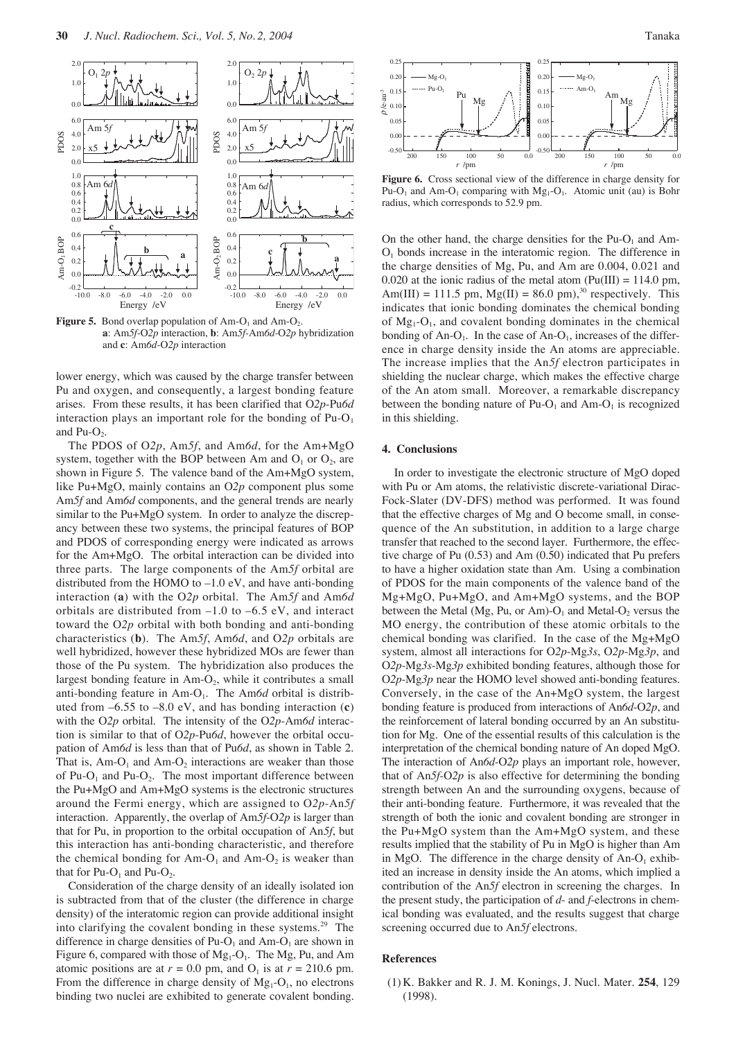**Figure 5.** Bond overlap population of Am-$O_1$ and Am-$O_2$. **a**: Am*5f*-O*2p* interaction, **b**: Am*5f*-Am*6d*-O*2p* hybridization and **c**: Am*6d*-O*2p* interaction

lower energy, which was caused by the charge transfer between Pu and oxygen, and consequently, a largest bonding feature arises. From these results, it has been clarified that O*2p*-Pu*6d* interaction plays an important role for the bonding of Pu-$O_1$ and Pu-$O_2$.

The PDOS of O*2p*, Am*5f*, and Am*6d*, for the Am+MgO system, together with the BOP between Am and $O_1$ or $O_2$, are shown in Figure 5. The valence band of the Am+MgO system, like Pu+MgO, mainly contains an O*2p* component plus some Am*5f* and Am*6d* components, and the general trends are nearly similar to the Pu+MgO system. In order to analyze the discrepancy between these two systems, the principal features of BOP and PDOS of corresponding energy were indicated as arrows for the Am+MgO. The orbital interaction can be divided into three parts. The large components of the Am*5f* orbital are distributed from the HOMO to –1.0 eV, and have anti-bonding interaction (**a**) with the O*2p* orbital. The Am*5f* and Am*6d* orbitals are distributed from –1.0 to –6.5 eV, and interact toward the O*2p* orbital with both bonding and anti-bonding characteristics (**b**). The Am*5f*, Am*6d*, and O*2p* orbitals are well hybridized, however these hybridized MOs are fewer than those of the Pu system. The hybridization also produces the largest bonding feature in Am-$O_2$, while it contributes a small anti-bonding feature in Am-$O_1$. The Am*6d* orbital is distributed from –6.55 to –8.0 eV, and has bonding interaction (**c**) with the O*2p* orbital. The intensity of the O*2p*-Am*6d* interaction is similar to that of O*2p*-Pu*6d*, however the orbital occupation of Am*6d* is less than that of Pu*6d*, as shown in Table 2. That is, Am-$O_1$ and Am-$O_2$ interactions are weaker than those of Pu-$O_1$ and Pu-$O_2$. The most important difference between the Pu+MgO and Am+MgO systems is the electronic structures around the Fermi energy, which are assigned to O*2p*-An*5f* interaction. Apparently, the overlap of Am*5f*-O*2p* is larger than that for Pu, in proportion to the orbital occupation of An*5f*, but this interaction has anti-bonding characteristic, and therefore the chemical bonding for Am-$O_1$ and Am-$O_2$ is weaker than that for Pu-$O_1$ and Pu-$O_2$.

Consideration of the charge density of an ideally isolated ion is subtracted from that of the cluster (the difference in charge density) of the interatomic region can provide additional insight into clarifying the covalent bonding in these systems.[29] The difference in charge densities of Pu-$O_1$ and Am-$O_1$ are shown in Figure 6, compared with those of $Mg_1$-$O_1$. The Mg, Pu, and Am atomic positions are at $r$ = 0.0 pm, and $O_1$ is at $r$ = 210.6 pm. From the difference in charge density of $Mg_1$-$O_1$, no electrons binding two nuclei are exhibited to generate covalent bonding.

**Figure 6.** Cross sectional view of the difference in charge density for Pu-$O_1$ and Am-$O_1$ comparing with $Mg_1$-$O_1$. Atomic unit (au) is Bohr radius, which corresponds to 52.9 pm.

On the other hand, the charge densities for the Pu-$O_1$ and Am-$O_1$ bonds increase in the interatomic region. The difference in the charge densities of Mg, Pu, and Am are 0.004, 0.021 and 0.020 at the ionic radius of the metal atom (Pu(III) = 114.0 pm, Am(III) = 111.5 pm, Mg(II) = 86.0 pm),[30] respectively. This indicates that ionic bonding dominates the chemical bonding of $Mg_1$-$O_1$, and covalent bonding dominates in the chemical bonding of An-$O_1$. In the case of An-$O_1$, increases of the difference in charge density inside the An atoms are appreciable. The increase implies that the An*5f* electron participates in shielding the nuclear charge, which makes the effective charge of the An atom small. Moreover, a remarkable discrepancy between the bonding nature of Pu-$O_1$ and Am-$O_1$ is recognized in this shielding.

## 4. Conclusions

In order to investigate the electronic structure of MgO doped with Pu or Am atoms, the relativistic discrete-variational Dirac-Fock-Slater (DV-DFS) method was performed. It was found that the effective charges of Mg and O become small, in consequence of the An substitution, in addition to a large charge transfer that reached to the second layer. Furthermore, the effective charge of Pu (0.53) and Am (0.50) indicated that Pu prefers to have a higher oxidation state than Am. Using a combination of PDOS for the main components of the valence band of the Mg+MgO, Pu+MgO, and Am+MgO systems, and the BOP between the Metal (Mg, Pu, or Am)-$O_1$ and Metal-$O_2$ versus the MO energy, the contribution of these atomic orbitals to the chemical bonding was clarified. In the case of the Mg+MgO system, almost all interactions for O*2p*-Mg*3s*, O*2p*-Mg*3p*, and O*2p*-Mg*3s*-Mg*3p* exhibited bonding features, although those for O*2p*-Mg*3p* near the HOMO level showed anti-bonding features. Conversely, in the case of the An+MgO system, the largest bonding feature is produced from interactions of An*6d*-O*2p*, and the reinforcement of lateral bonding occurred by an An substitution for Mg. One of the essential results of this calculation is the interpretation of the chemical bonding nature of An doped MgO. The interaction of An*6d*-O*2p* plays an important role, however, that of An*5f*-O*2p* is also effective for determining the bonding strength between An and the surrounding oxygens, because of their anti-bonding feature. Furthermore, it was revealed that the strength of both the ionic and covalent bonding are stronger in the Pu+MgO system than the Am+MgO system, and these results implied that the stability of Pu in MgO is higher than Am in MgO. The difference in the charge density of An-$O_1$ exhibited an increase in density inside the An atoms, which implied a contribution of the An*5f* electron in screening the charges. In the present study, the participation of *d*- and *f*-electrons in chemical bonding was evaluated, and the results suggest that charge screening occurred due to An*5f* electrons.

## References

(1) K. Bakker and R. J. M. Konings, J. Nucl. Mater. **254**, 129 (1998).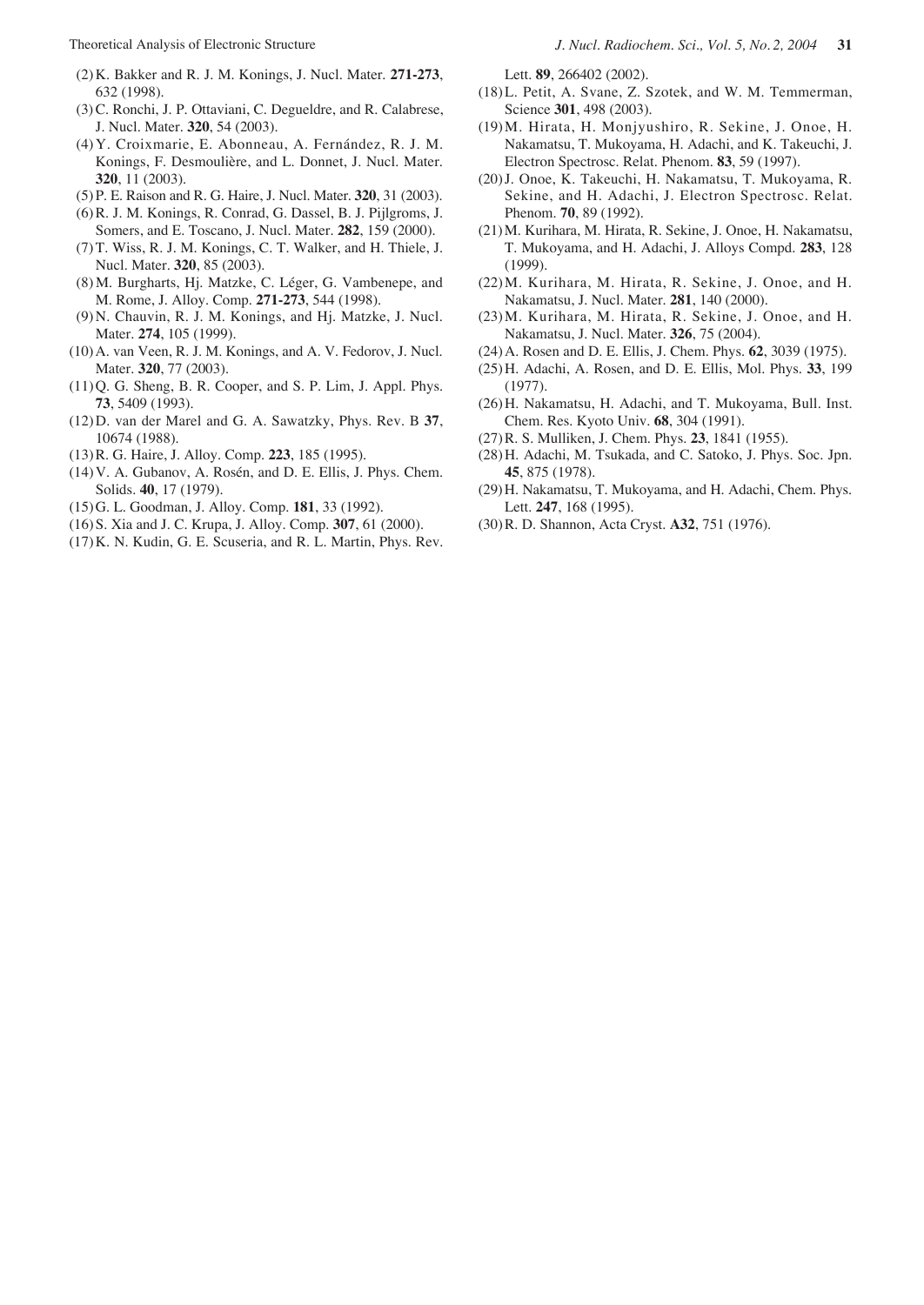(2) K. Bakker and R. J. M. Konings, J. Nucl. Mater. **271-273**, 632 (1998).

(3) C. Ronchi, J. P. Ottaviani, C. Degueldre, and R. Calabrese, J. Nucl. Mater. **320**, 54 (2003).

(4) Y. Croixmarie, E. Abonneau, A. Fernández, R. J. M. Konings, F. Desmoulière, and L. Donnet, J. Nucl. Mater. **320**, 11 (2003).

(5) P. E. Raison and R. G. Haire, J. Nucl. Mater. **320**, 31 (2003).

(6) R. J. M. Konings, R. Conrad, G. Dassel, B. J. Pijlgroms, J. Somers, and E. Toscano, J. Nucl. Mater. **282**, 159 (2000).

(7) T. Wiss, R. J. M. Konings, C. T. Walker, and H. Thiele, J. Nucl. Mater. **320**, 85 (2003).

(8) M. Burgharts, Hj. Matzke, C. Léger, G. Vambenepe, and M. Rome, J. Alloy. Comp. **271-273**, 544 (1998).

(9) N. Chauvin, R. J. M. Konings, and Hj. Matzke, J. Nucl. Mater. **274**, 105 (1999).

(10) A. van Veen, R. J. M. Konings, and A. V. Fedorov, J. Nucl. Mater. **320**, 77 (2003).

(11) Q. G. Sheng, B. R. Cooper, and S. P. Lim, J. Appl. Phys. **73**, 5409 (1993).

(12) D. van der Marel and G. A. Sawatzky, Phys. Rev. B **37**, 10674 (1988).

(13) R. G. Haire, J. Alloy. Comp. **223**, 185 (1995).

(14) V. A. Gubanov, A. Rosén, and D. E. Ellis, J. Phys. Chem. Solids. **40**, 17 (1979).

(15) G. L. Goodman, J. Alloy. Comp. **181**, 33 (1992).

(16) S. Xia and J. C. Krupa, J. Alloy. Comp. **307**, 61 (2000).

(17) K. N. Kudin, G. E. Scuseria, and R. L. Martin, Phys. Rev. Lett. **89**, 266402 (2002).

(18) L. Petit, A. Svane, Z. Szotek, and W. M. Temmerman, Science **301**, 498 (2003).

(19) M. Hirata, H. Monjyushiro, R. Sekine, J. Onoe, H. Nakamatsu, T. Mukoyama, H. Adachi, and K. Takeuchi, J. Electron Spectrosc. Relat. Phenom. **83**, 59 (1997).

(20) J. Onoe, K. Takeuchi, H. Nakamatsu, T. Mukoyama, R. Sekine, and H. Adachi, J. Electron Spectrosc. Relat. Phenom. **70**, 89 (1992).

(21) M. Kurihara, M. Hirata, R. Sekine, J. Onoe, H. Nakamatsu, T. Mukoyama, and H. Adachi, J. Alloys Compd. **283**, 128 (1999).

(22) M. Kurihara, M. Hirata, R. Sekine, J. Onoe, and H. Nakamatsu, J. Nucl. Mater. **281**, 140 (2000).

(23) M. Kurihara, M. Hirata, R. Sekine, J. Onoe, and H. Nakamatsu, J. Nucl. Mater. **326**, 75 (2004).

(24) A. Rosen and D. E. Ellis, J. Chem. Phys. **62**, 3039 (1975).

(25) H. Adachi, A. Rosen, and D. E. Ellis, Mol. Phys. **33**, 199 (1977).

(26) H. Nakamatsu, H. Adachi, and T. Mukoyama, Bull. Inst. Chem. Res. Kyoto Univ. **68**, 304 (1991).

(27) R. S. Mulliken, J. Chem. Phys. **23**, 1841 (1955).

(28) H. Adachi, M. Tsukada, and C. Satoko, J. Phys. Soc. Jpn. **45**, 875 (1978).

(29) H. Nakamatsu, T. Mukoyama, and H. Adachi, Chem. Phys. Lett. **247**, 168 (1995).

(30) R. D. Shannon, Acta Cryst. **A32**, 751 (1976).